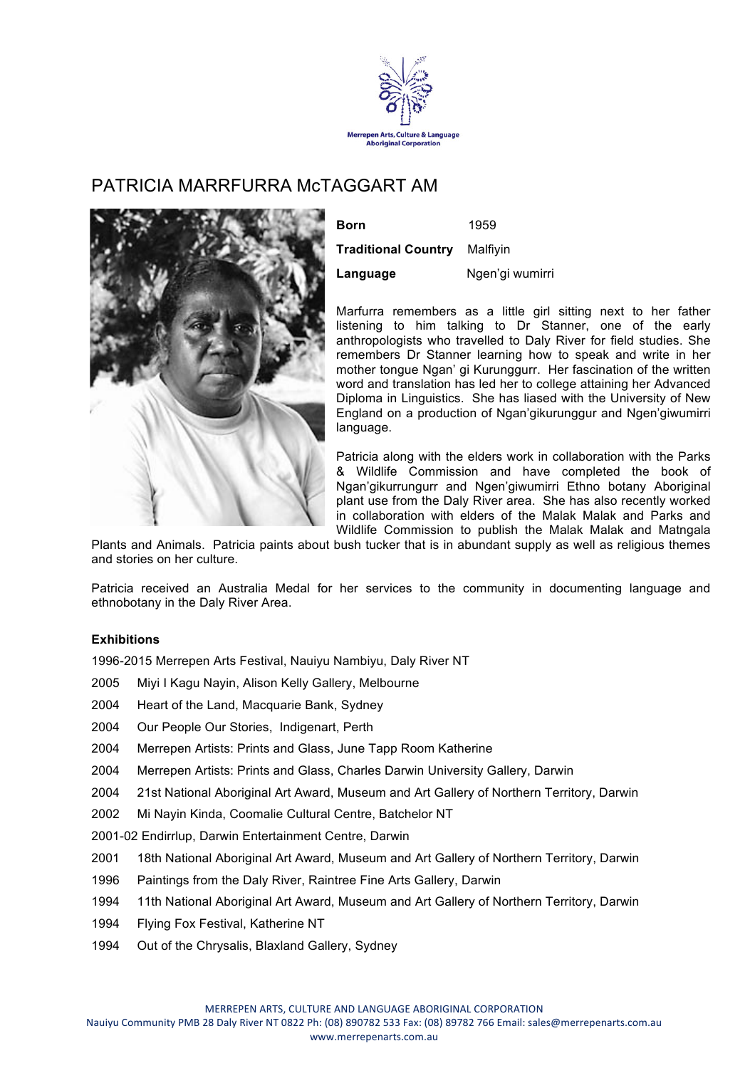Merrepen Arts, Culture & Language Aboriginal Corporation

# PATRICIA MARRFURRA McTAGGART AM

| | |
|---|---|
| **Born** | 1959 |
| **Traditional Country** | Malfiyin |
| **Language** | Ngen'gi wumirri |

Marfurra remembers as a little girl sitting next to her father listening to him talking to Dr Stanner, one of the early anthropologists who travelled to Daly River for field studies. She remembers Dr Stanner learning how to speak and write in her mother tongue Ngan' gi Kurunggurr. Her fascination of the written word and translation has led her to college attaining her Advanced Diploma in Linguistics. She has liased with the University of New England on a production of Ngan'gikurunggur and Ngen'giwumirri language.

Patricia along with the elders work in collaboration with the Parks & Wildlife Commission and have completed the book of Ngan'gikurrungurr and Ngen'giwumirri Ethno botany Aboriginal plant use from the Daly River area. She has also recently worked in collaboration with elders of the Malak Malak and Parks and Wildlife Commission to publish the Malak Malak and Matngala Plants and Animals. Patricia paints about bush tucker that is in abundant supply as well as religious themes and stories on her culture.

Patricia received an Australia Medal for her services to the community in documenting language and ethnobotany in the Daly River Area.

**Exhibitions**

1996-2015 Merrepen Arts Festival, Nauiyu Nambiyu, Daly River NT

2005 Miyi I Kagu Nayin, Alison Kelly Gallery, Melbourne

2004 Heart of the Land, Macquarie Bank, Sydney

2004 Our People Our Stories, Indigenart, Perth

2004 Merrepen Artists: Prints and Glass, June Tapp Room Katherine

2004 Merrepen Artists: Prints and Glass, Charles Darwin University Gallery, Darwin

2004 21st National Aboriginal Art Award, Museum and Art Gallery of Northern Territory, Darwin

2002 Mi Nayin Kinda, Coomalie Cultural Centre, Batchelor NT

2001-02 Endirrlup, Darwin Entertainment Centre, Darwin

2001 18th National Aboriginal Art Award, Museum and Art Gallery of Northern Territory, Darwin

1996 Paintings from the Daly River, Raintree Fine Arts Gallery, Darwin

1994 11th National Aboriginal Art Award, Museum and Art Gallery of Northern Territory, Darwin

1994 Flying Fox Festival, Katherine NT

1994 Out of the Chrysalis, Blaxland Gallery, Sydney

MERREPEN ARTS, CULTURE AND LANGUAGE ABORIGINAL CORPORATION
Nauiyu Community PMB 28 Daly River NT 0822 Ph: (08) 890782 533 Fax: (08) 89782 766 Email: sales@merrepenarts.com.au
www.merrepenarts.com.au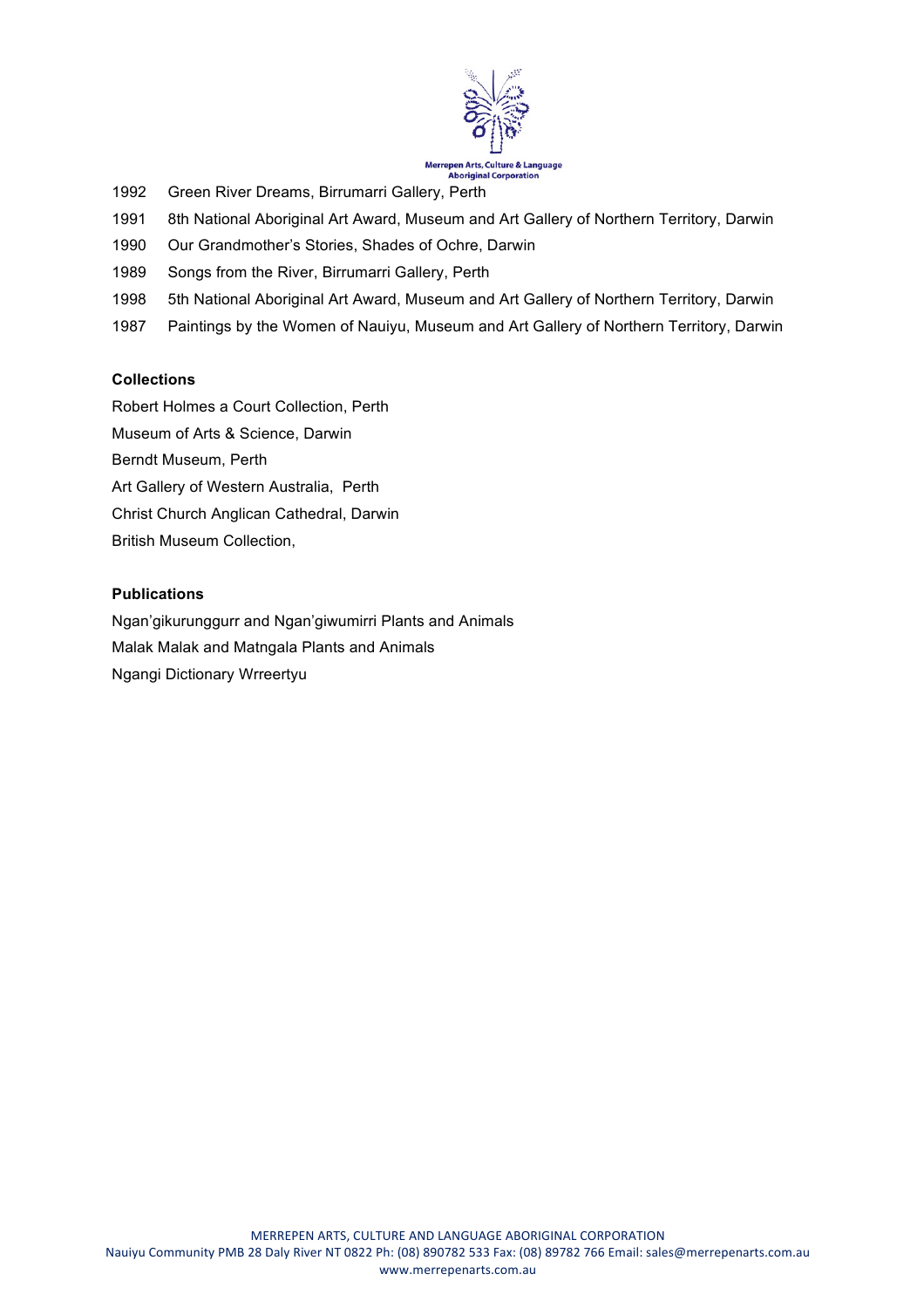1992 Green River Dreams, Birrumarri Gallery, Perth

1991 8th National Aboriginal Art Award, Museum and Art Gallery of Northern Territory, Darwin

1990 Our Grandmother's Stories, Shades of Ochre, Darwin

1989 Songs from the River, Birrumarri Gallery, Perth

1998 5th National Aboriginal Art Award, Museum and Art Gallery of Northern Territory, Darwin

1987 Paintings by the Women of Nauiyu, Museum and Art Gallery of Northern Territory, Darwin

**Collections**

Robert Holmes a Court Collection, Perth

Museum of Arts & Science, Darwin

Berndt Museum, Perth

Art Gallery of Western Australia, Perth

Christ Church Anglican Cathedral, Darwin

British Museum Collection,

**Publications**

Ngan'gikurunggurr and Ngan'giwumirri Plants and Animals

Malak Malak and Matngala Plants and Animals

Ngangi Dictionary Wrreertyu